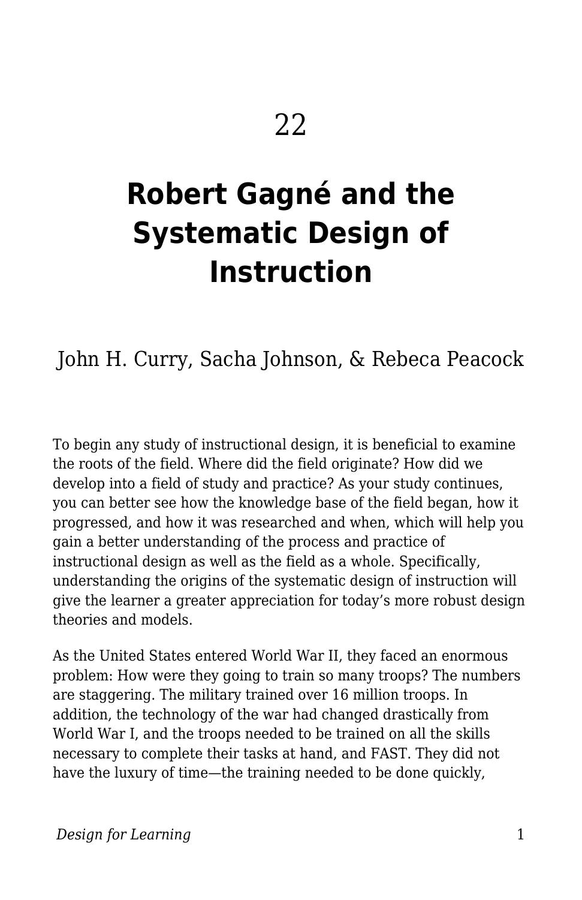22

# Robert Gagné and the Systematic Design of Instruction

John H. Curry, Sacha Johnson, & Rebeca Peacock

To begin any study of instructional design, it is beneficial to examine the roots of the field. Where did the field originate? How did we develop into a field of study and practice? As your study continues, you can better see how the knowledge base of the field began, how it progressed, and how it was researched and when, which will help you gain a better understanding of the process and practice of instructional design as well as the field as a whole. Specifically, understanding the origins of the systematic design of instruction will give the learner a greater appreciation for today's more robust design theories and models.

As the United States entered World War II, they faced an enormous problem: How were they going to train so many troops? The numbers are staggering. The military trained over 16 million troops. In addition, the technology of the war had changed drastically from World War I, and the troops needed to be trained on all the skills necessary to complete their tasks at hand, and FAST. They did not have the luxury of time—the training needed to be done quickly,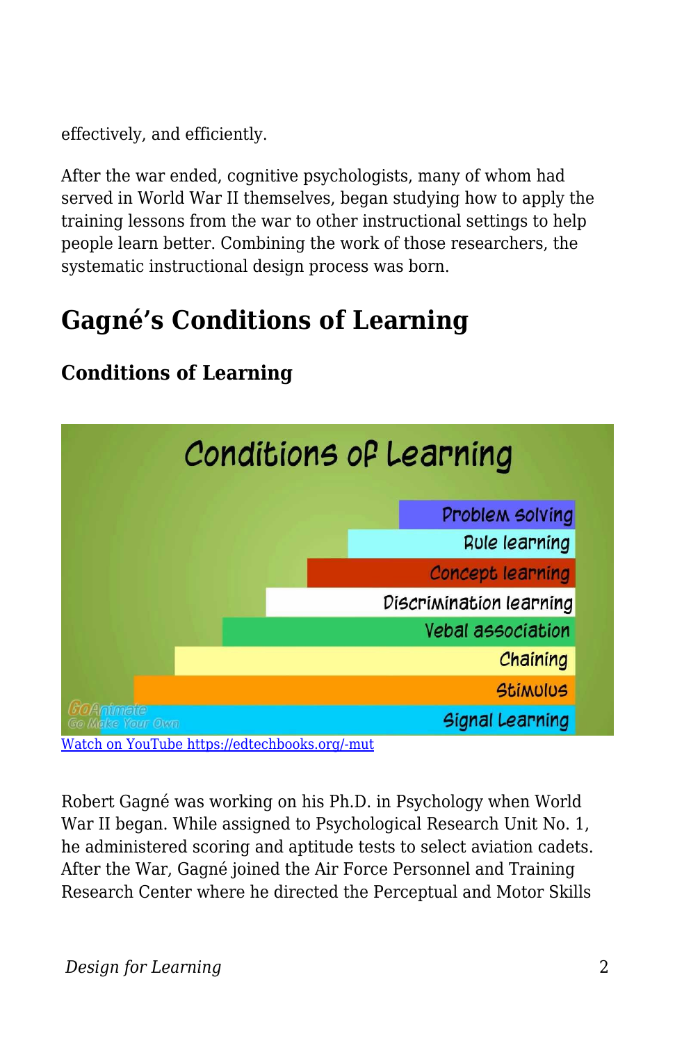effectively, and efficiently.

After the war ended, cognitive psychologists, many of whom had served in World War II themselves, began studying how to apply the training lessons from the war to other instructional settings to help people learn better. Combining the work of those researchers, the systematic instructional design process was born.

## Gagné's Conditions of Learning

### Conditions of Learning

Watch on YouTube https://edtechbooks.org/-mut

Robert Gagné was working on his Ph.D. in Psychology when World War II began. While assigned to Psychological Research Unit No. 1, he administered scoring and aptitude tests to select aviation cadets. After the War, Gagné joined the Air Force Personnel and Training Research Center where he directed the Perceptual and Motor Skills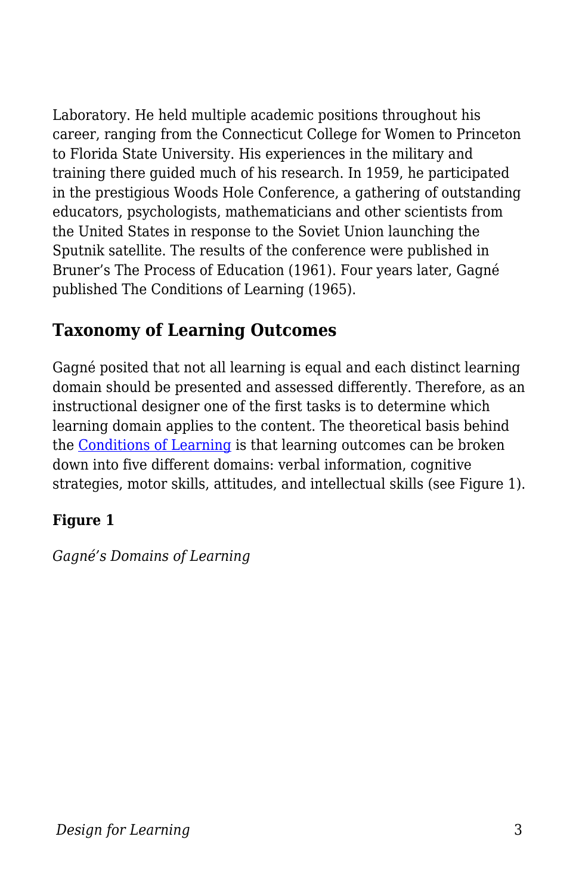Laboratory. He held multiple academic positions throughout his career, ranging from the Connecticut College for Women to Princeton to Florida State University. His experiences in the military and training there guided much of his research. In 1959, he participated in the prestigious Woods Hole Conference, a gathering of outstanding educators, psychologists, mathematicians and other scientists from the United States in response to the Soviet Union launching the Sputnik satellite. The results of the conference were published in Bruner's The Process of Education (1961). Four years later, Gagné published The Conditions of Learning (1965).

## Taxonomy of Learning Outcomes

Gagné posited that not all learning is equal and each distinct learning domain should be presented and assessed differently. Therefore, as an instructional designer one of the first tasks is to determine which learning domain applies to the content. The theoretical basis behind the Conditions of Learning is that learning outcomes can be broken down into five different domains: verbal information, cognitive strategies, motor skills, attitudes, and intellectual skills (see Figure 1).

**Figure 1**

*Gagné's Domains of Learning*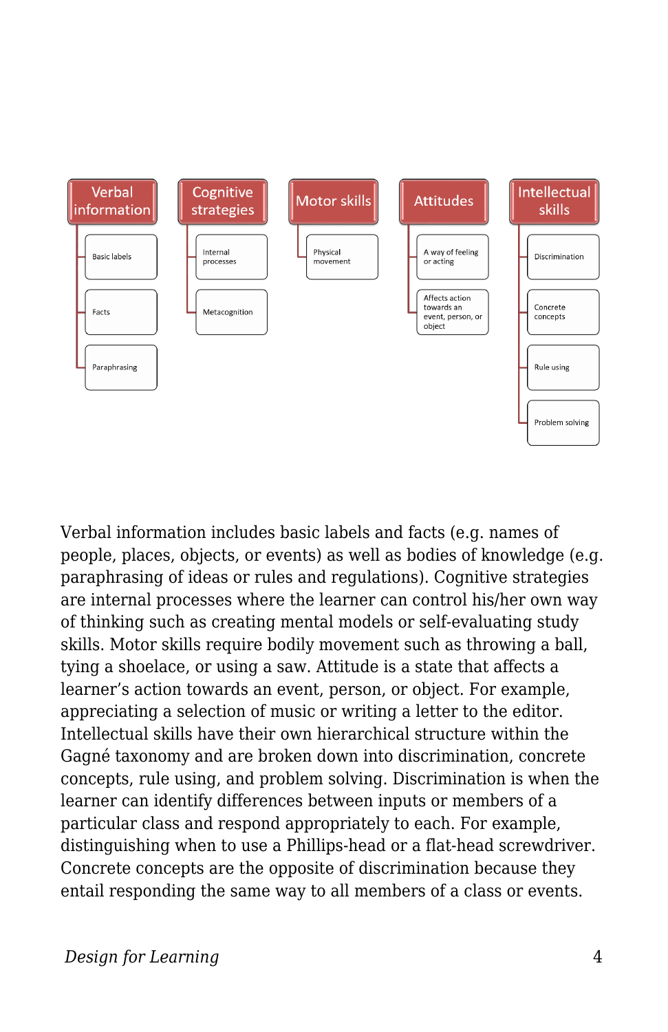- **Verbal information**
  - Basic labels
  - Facts
  - Paraphrasing
- **Cognitive strategies**
  - Internal processes
  - Metacognition
- **Motor skills**
  - Physical movement
- **Attitudes**
  - A way of feeling or acting
  - Affects action towards an event, person, or object
- **Intellectual skills**
  - Discrimination
  - Concrete concepts
  - Rule using
  - Problem solving

Verbal information includes basic labels and facts (e.g. names of people, places, objects, or events) as well as bodies of knowledge (e.g. paraphrasing of ideas or rules and regulations). Cognitive strategies are internal processes where the learner can control his/her own way of thinking such as creating mental models or self-evaluating study skills. Motor skills require bodily movement such as throwing a ball, tying a shoelace, or using a saw. Attitude is a state that affects a learner's action towards an event, person, or object. For example, appreciating a selection of music or writing a letter to the editor. Intellectual skills have their own hierarchical structure within the Gagné taxonomy and are broken down into discrimination, concrete concepts, rule using, and problem solving. Discrimination is when the learner can identify differences between inputs or members of a particular class and respond appropriately to each. For example, distinguishing when to use a Phillips-head or a flat-head screwdriver. Concrete concepts are the opposite of discrimination because they entail responding the same way to all members of a class or events.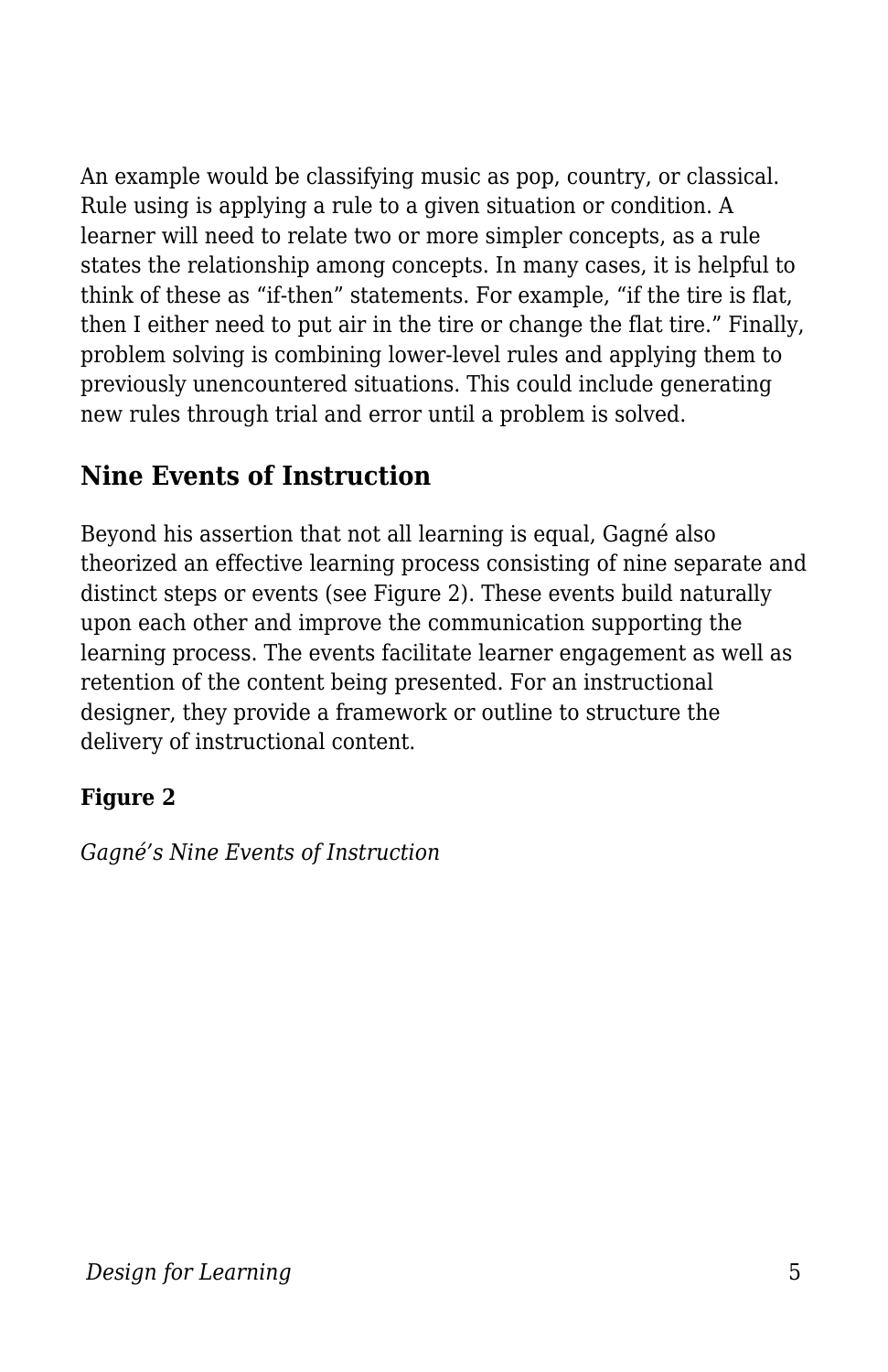An example would be classifying music as pop, country, or classical. Rule using is applying a rule to a given situation or condition. A learner will need to relate two or more simpler concepts, as a rule states the relationship among concepts. In many cases, it is helpful to think of these as "if-then" statements. For example, "if the tire is flat, then I either need to put air in the tire or change the flat tire." Finally, problem solving is combining lower-level rules and applying them to previously unencountered situations. This could include generating new rules through trial and error until a problem is solved.

## Nine Events of Instruction

Beyond his assertion that not all learning is equal, Gagné also theorized an effective learning process consisting of nine separate and distinct steps or events (see Figure 2). These events build naturally upon each other and improve the communication supporting the learning process. The events facilitate learner engagement as well as retention of the content being presented. For an instructional designer, they provide a framework or outline to structure the delivery of instructional content.

**Figure 2**

*Gagné's Nine Events of Instruction*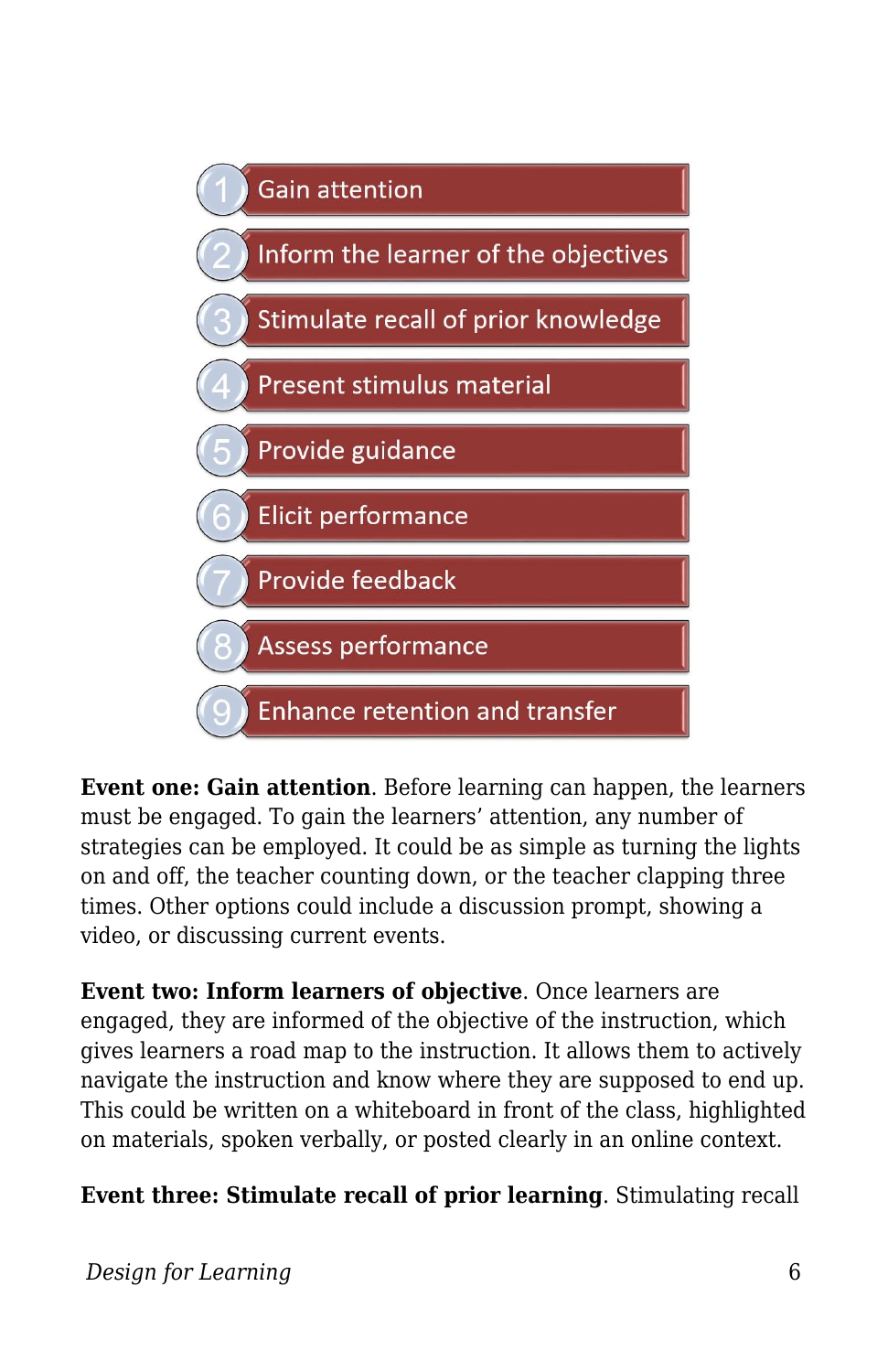1. Gain attention
2. Inform the learner of the objectives
3. Stimulate recall of prior knowledge
4. Present stimulus material
5. Provide guidance
6. Elicit performance
7. Provide feedback
8. Assess performance
9. Enhance retention and transfer

**Event one: Gain attention**. Before learning can happen, the learners must be engaged. To gain the learners' attention, any number of strategies can be employed. It could be as simple as turning the lights on and off, the teacher counting down, or the teacher clapping three times. Other options could include a discussion prompt, showing a video, or discussing current events.

**Event two: Inform learners of objective**. Once learners are engaged, they are informed of the objective of the instruction, which gives learners a road map to the instruction. It allows them to actively navigate the instruction and know where they are supposed to end up. This could be written on a whiteboard in front of the class, highlighted on materials, spoken verbally, or posted clearly in an online context.

**Event three: Stimulate recall of prior learning**. Stimulating recall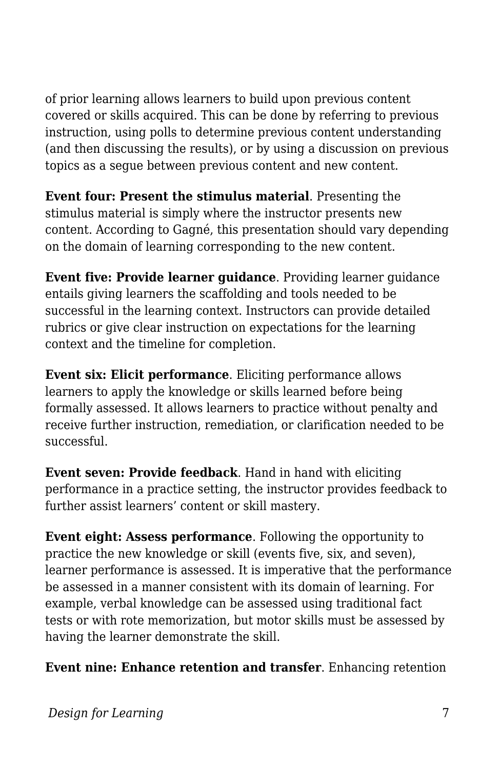of prior learning allows learners to build upon previous content covered or skills acquired. This can be done by referring to previous instruction, using polls to determine previous content understanding (and then discussing the results), or by using a discussion on previous topics as a segue between previous content and new content.

**Event four: Present the stimulus material**. Presenting the stimulus material is simply where the instructor presents new content. According to Gagné, this presentation should vary depending on the domain of learning corresponding to the new content.

**Event five: Provide learner guidance**. Providing learner guidance entails giving learners the scaffolding and tools needed to be successful in the learning context. Instructors can provide detailed rubrics or give clear instruction on expectations for the learning context and the timeline for completion.

**Event six: Elicit performance**. Eliciting performance allows learners to apply the knowledge or skills learned before being formally assessed. It allows learners to practice without penalty and receive further instruction, remediation, or clarification needed to be successful.

**Event seven: Provide feedback**. Hand in hand with eliciting performance in a practice setting, the instructor provides feedback to further assist learners' content or skill mastery.

**Event eight: Assess performance**. Following the opportunity to practice the new knowledge or skill (events five, six, and seven), learner performance is assessed. It is imperative that the performance be assessed in a manner consistent with its domain of learning. For example, verbal knowledge can be assessed using traditional fact tests or with rote memorization, but motor skills must be assessed by having the learner demonstrate the skill.

**Event nine: Enhance retention and transfer**. Enhancing retention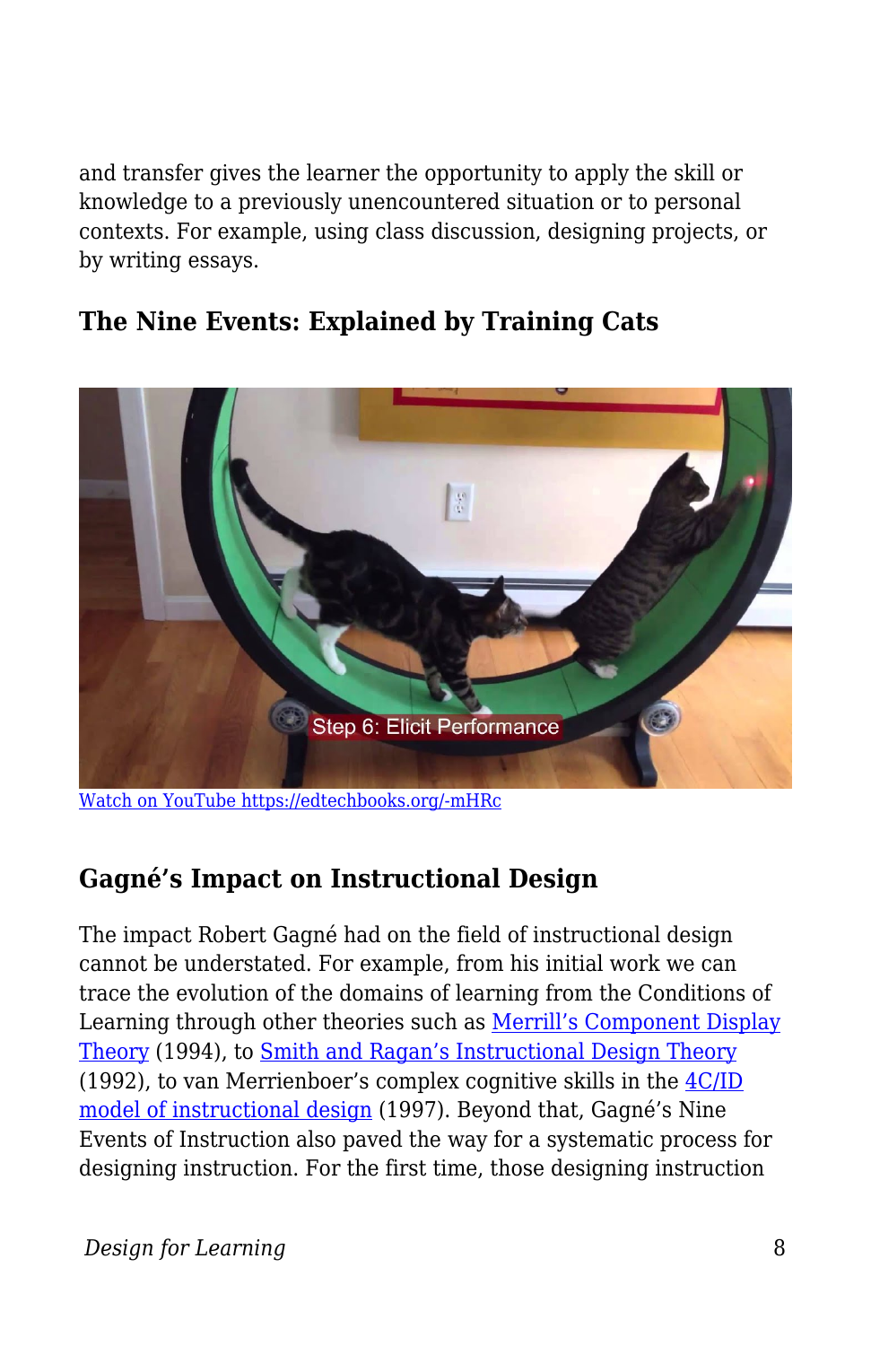and transfer gives the learner the opportunity to apply the skill or knowledge to a previously unencountered situation or to personal contexts. For example, using class discussion, designing projects, or by writing essays.

### The Nine Events: Explained by Training Cats

[Watch on YouTube https://edtechbooks.org/-mHRc](https://edtechbooks.org/-mHRc)

## Gagné's Impact on Instructional Design

The impact Robert Gagné had on the field of instructional design cannot be understated. For example, from his initial work we can trace the evolution of the domains of learning from the Conditions of Learning through other theories such as [Merrill's Component Display Theory](#) (1994), to [Smith and Ragan's Instructional Design Theory](#) (1992), to van Merrienboer's complex cognitive skills in the [4C/ID model of instructional design](#) (1997). Beyond that, Gagné's Nine Events of Instruction also paved the way for a systematic process for designing instruction. For the first time, those designing instruction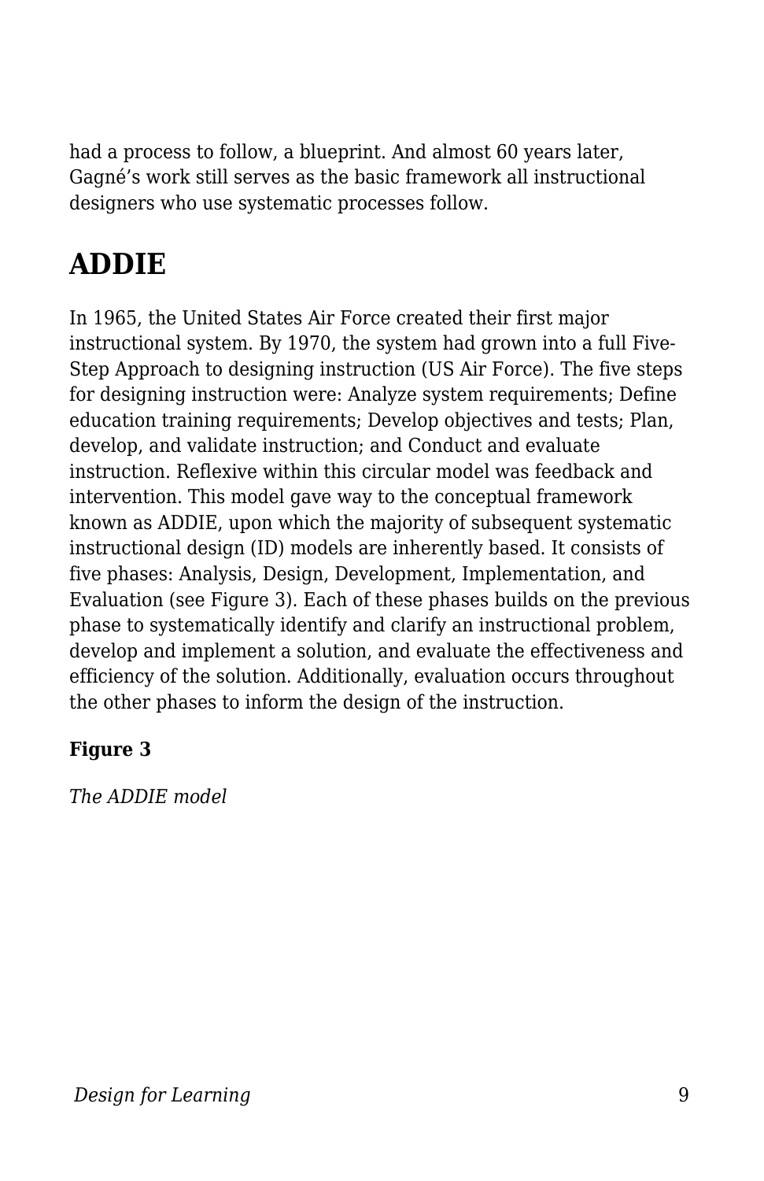had a process to follow, a blueprint. And almost 60 years later, Gagné's work still serves as the basic framework all instructional designers who use systematic processes follow.

## ADDIE

In 1965, the United States Air Force created their first major instructional system. By 1970, the system had grown into a full Five-Step Approach to designing instruction (US Air Force). The five steps for designing instruction were: Analyze system requirements; Define education training requirements; Develop objectives and tests; Plan, develop, and validate instruction; and Conduct and evaluate instruction. Reflexive within this circular model was feedback and intervention. This model gave way to the conceptual framework known as ADDIE, upon which the majority of subsequent systematic instructional design (ID) models are inherently based. It consists of five phases: Analysis, Design, Development, Implementation, and Evaluation (see Figure 3). Each of these phases builds on the previous phase to systematically identify and clarify an instructional problem, develop and implement a solution, and evaluate the effectiveness and efficiency of the solution. Additionally, evaluation occurs throughout the other phases to inform the design of the instruction.

**Figure 3**

*The ADDIE model*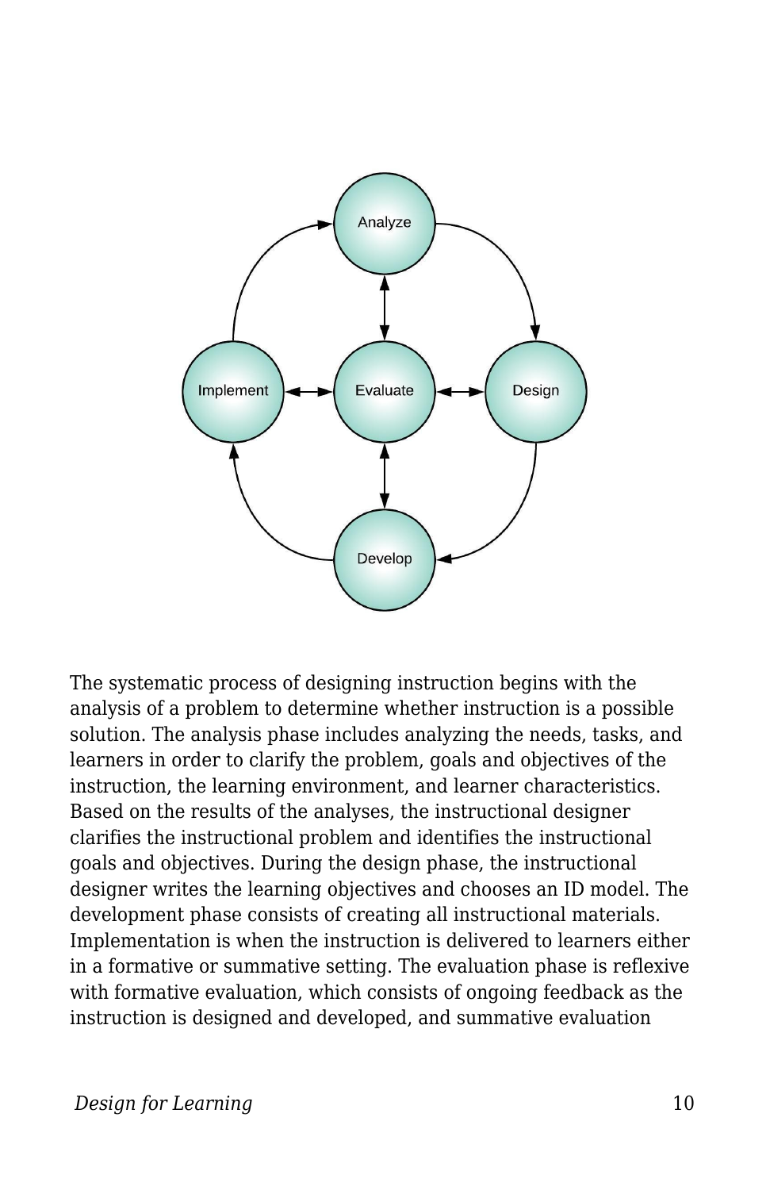The systematic process of designing instruction begins with the analysis of a problem to determine whether instruction is a possible solution. The analysis phase includes analyzing the needs, tasks, and learners in order to clarify the problem, goals and objectives of the instruction, the learning environment, and learner characteristics. Based on the results of the analyses, the instructional designer clarifies the instructional problem and identifies the instructional goals and objectives. During the design phase, the instructional designer writes the learning objectives and chooses an ID model. The development phase consists of creating all instructional materials. Implementation is when the instruction is delivered to learners either in a formative or summative setting. The evaluation phase is reflexive with formative evaluation, which consists of ongoing feedback as the instruction is designed and developed, and summative evaluation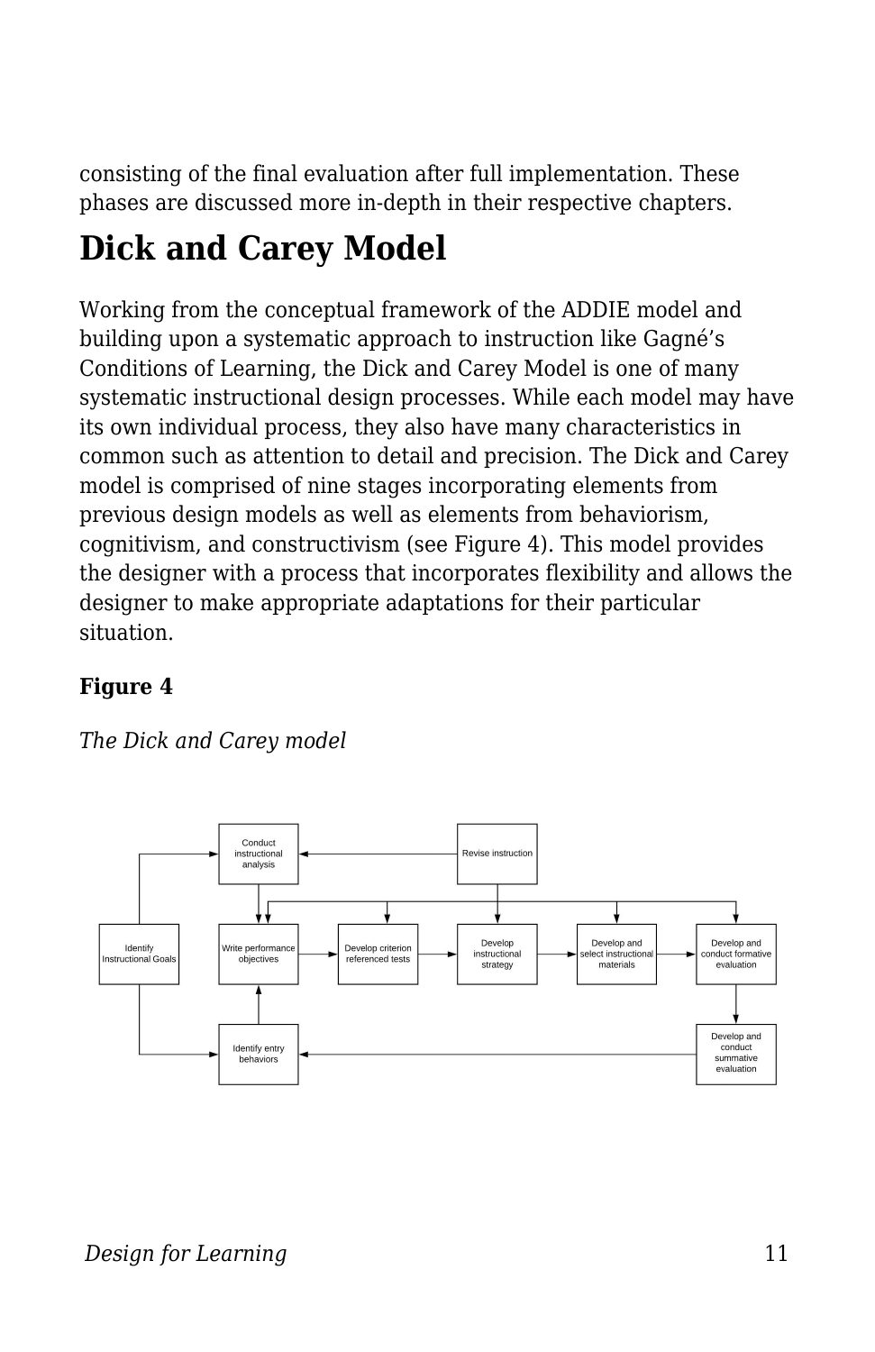consisting of the final evaluation after full implementation. These phases are discussed more in-depth in their respective chapters.

## Dick and Carey Model

Working from the conceptual framework of the ADDIE model and building upon a systematic approach to instruction like Gagné's Conditions of Learning, the Dick and Carey Model is one of many systematic instructional design processes. While each model may have its own individual process, they also have many characteristics in common such as attention to detail and precision. The Dick and Carey model is comprised of nine stages incorporating elements from previous design models as well as elements from behaviorism, cognitivism, and constructivism (see Figure 4). This model provides the designer with a process that incorporates flexibility and allows the designer to make appropriate adaptations for their particular situation.

**Figure 4**

*The Dick and Carey model*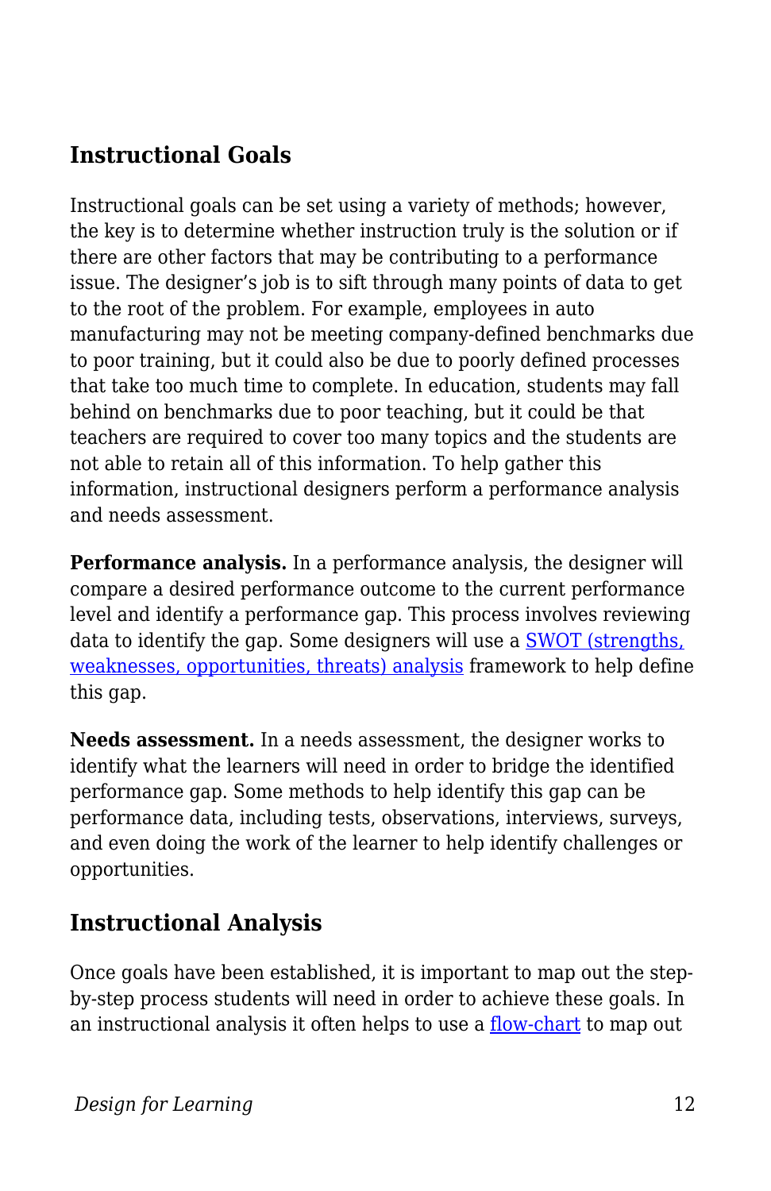## Instructional Goals

Instructional goals can be set using a variety of methods; however, the key is to determine whether instruction truly is the solution or if there are other factors that may be contributing to a performance issue. The designer's job is to sift through many points of data to get to the root of the problem. For example, employees in auto manufacturing may not be meeting company-defined benchmarks due to poor training, but it could also be due to poorly defined processes that take too much time to complete. In education, students may fall behind on benchmarks due to poor teaching, but it could be that teachers are required to cover too many topics and the students are not able to retain all of this information. To help gather this information, instructional designers perform a performance analysis and needs assessment.

**Performance analysis.** In a performance analysis, the designer will compare a desired performance outcome to the current performance level and identify a performance gap. This process involves reviewing data to identify the gap. Some designers will use a [SWOT (strengths, weaknesses, opportunities, threats) analysis]() framework to help define this gap.

**Needs assessment.** In a needs assessment, the designer works to identify what the learners will need in order to bridge the identified performance gap. Some methods to help identify this gap can be performance data, including tests, observations, interviews, surveys, and even doing the work of the learner to help identify challenges or opportunities.

## Instructional Analysis

Once goals have been established, it is important to map out the step-by-step process students will need in order to achieve these goals. In an instructional analysis it often helps to use a [flow-chart]() to map out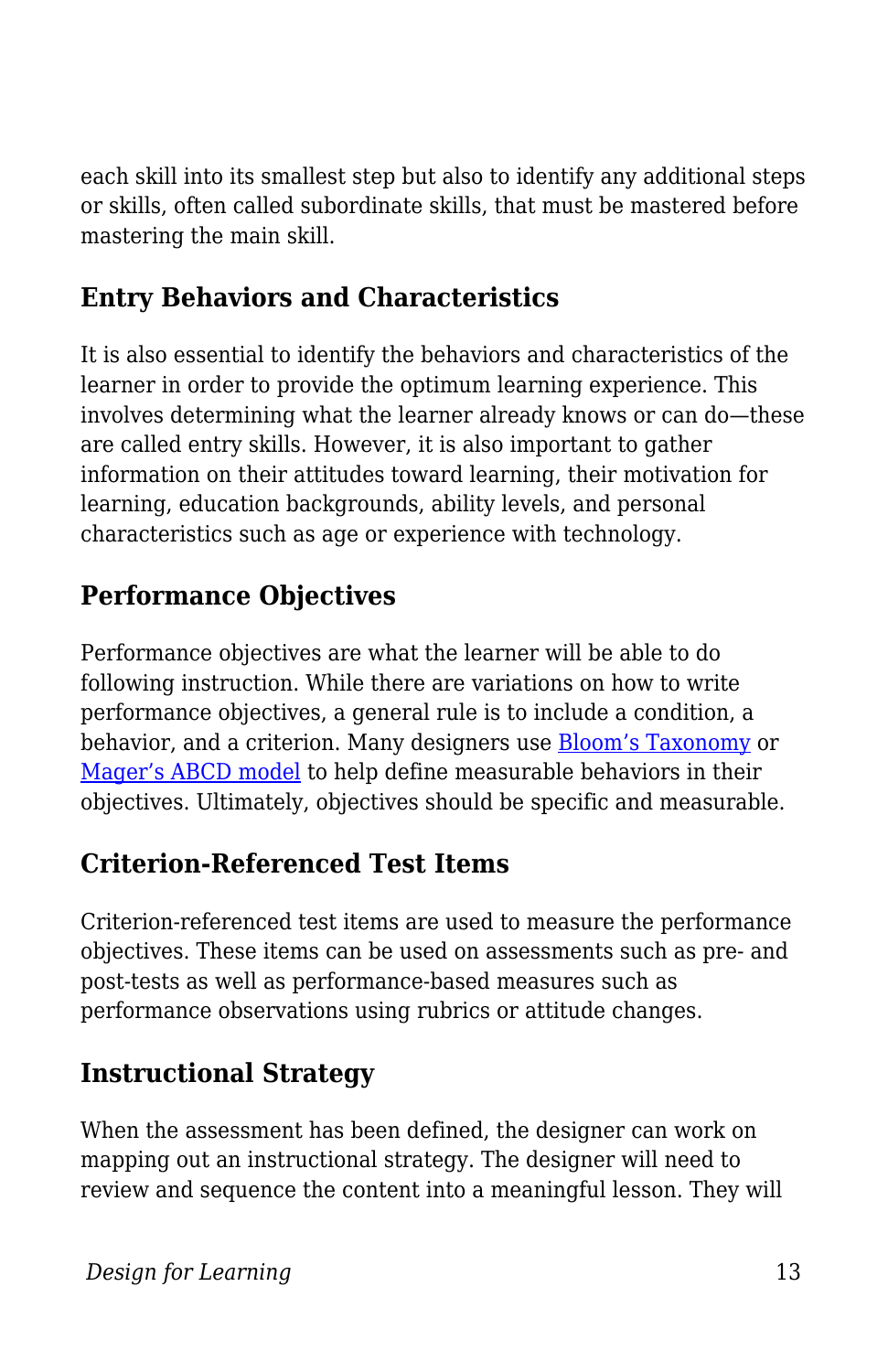each skill into its smallest step but also to identify any additional steps or skills, often called subordinate skills, that must be mastered before mastering the main skill.

## Entry Behaviors and Characteristics

It is also essential to identify the behaviors and characteristics of the learner in order to provide the optimum learning experience. This involves determining what the learner already knows or can do—these are called entry skills. However, it is also important to gather information on their attitudes toward learning, their motivation for learning, education backgrounds, ability levels, and personal characteristics such as age or experience with technology.

## Performance Objectives

Performance objectives are what the learner will be able to do following instruction. While there are variations on how to write performance objectives, a general rule is to include a condition, a behavior, and a criterion. Many designers use Bloom's Taxonomy or Mager's ABCD model to help define measurable behaviors in their objectives. Ultimately, objectives should be specific and measurable.

## Criterion-Referenced Test Items

Criterion-referenced test items are used to measure the performance objectives. These items can be used on assessments such as pre- and post-tests as well as performance-based measures such as performance observations using rubrics or attitude changes.

## Instructional Strategy

When the assessment has been defined, the designer can work on mapping out an instructional strategy. The designer will need to review and sequence the content into a meaningful lesson. They will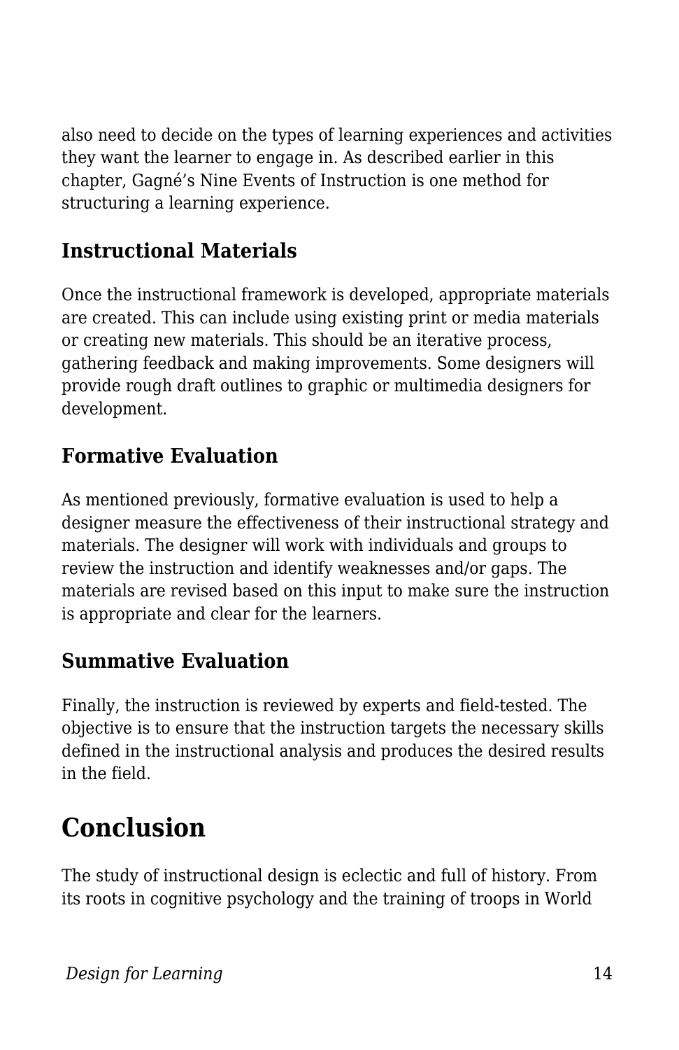also need to decide on the types of learning experiences and activities they want the learner to engage in. As described earlier in this chapter, Gagné's Nine Events of Instruction is one method for structuring a learning experience.

### Instructional Materials

Once the instructional framework is developed, appropriate materials are created. This can include using existing print or media materials or creating new materials. This should be an iterative process, gathering feedback and making improvements. Some designers will provide rough draft outlines to graphic or multimedia designers for development.

### Formative Evaluation

As mentioned previously, formative evaluation is used to help a designer measure the effectiveness of their instructional strategy and materials. The designer will work with individuals and groups to review the instruction and identify weaknesses and/or gaps. The materials are revised based on this input to make sure the instruction is appropriate and clear for the learners.

### Summative Evaluation

Finally, the instruction is reviewed by experts and field-tested. The objective is to ensure that the instruction targets the necessary skills defined in the instructional analysis and produces the desired results in the field.

## Conclusion

The study of instructional design is eclectic and full of history. From its roots in cognitive psychology and the training of troops in World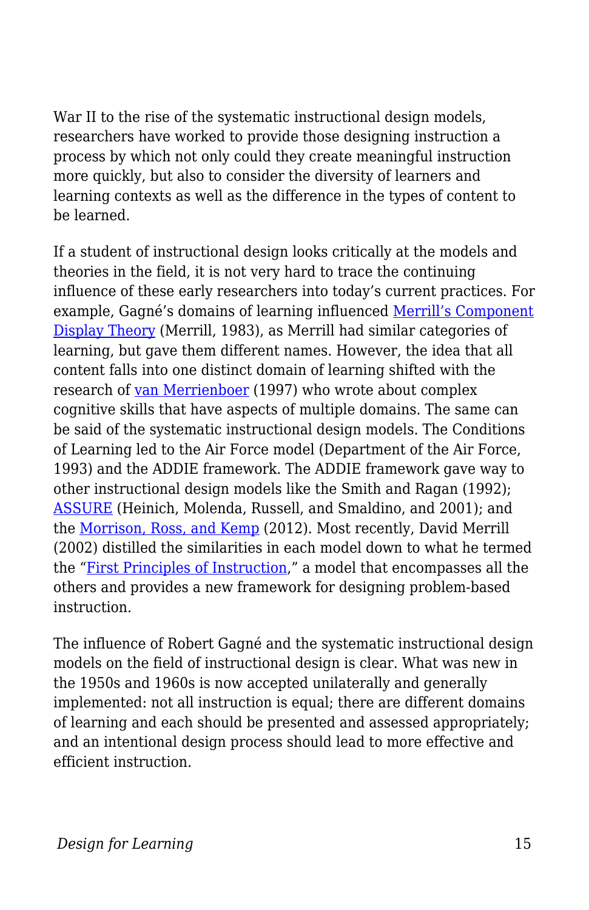War II to the rise of the systematic instructional design models, researchers have worked to provide those designing instruction a process by which not only could they create meaningful instruction more quickly, but also to consider the diversity of learners and learning contexts as well as the difference in the types of content to be learned.

If a student of instructional design looks critically at the models and theories in the field, it is not very hard to trace the continuing influence of these early researchers into today's current practices. For example, Gagné's domains of learning influenced Merrill's Component Display Theory (Merrill, 1983), as Merrill had similar categories of learning, but gave them different names. However, the idea that all content falls into one distinct domain of learning shifted with the research of van Merrienboer (1997) who wrote about complex cognitive skills that have aspects of multiple domains. The same can be said of the systematic instructional design models. The Conditions of Learning led to the Air Force model (Department of the Air Force, 1993) and the ADDIE framework. The ADDIE framework gave way to other instructional design models like the Smith and Ragan (1992); ASSURE (Heinich, Molenda, Russell, and Smaldino, and 2001); and the Morrison, Ross, and Kemp (2012). Most recently, David Merrill (2002) distilled the similarities in each model down to what he termed the "First Principles of Instruction," a model that encompasses all the others and provides a new framework for designing problem-based instruction.

The influence of Robert Gagné and the systematic instructional design models on the field of instructional design is clear. What was new in the 1950s and 1960s is now accepted unilaterally and generally implemented: not all instruction is equal; there are different domains of learning and each should be presented and assessed appropriately; and an intentional design process should lead to more effective and efficient instruction.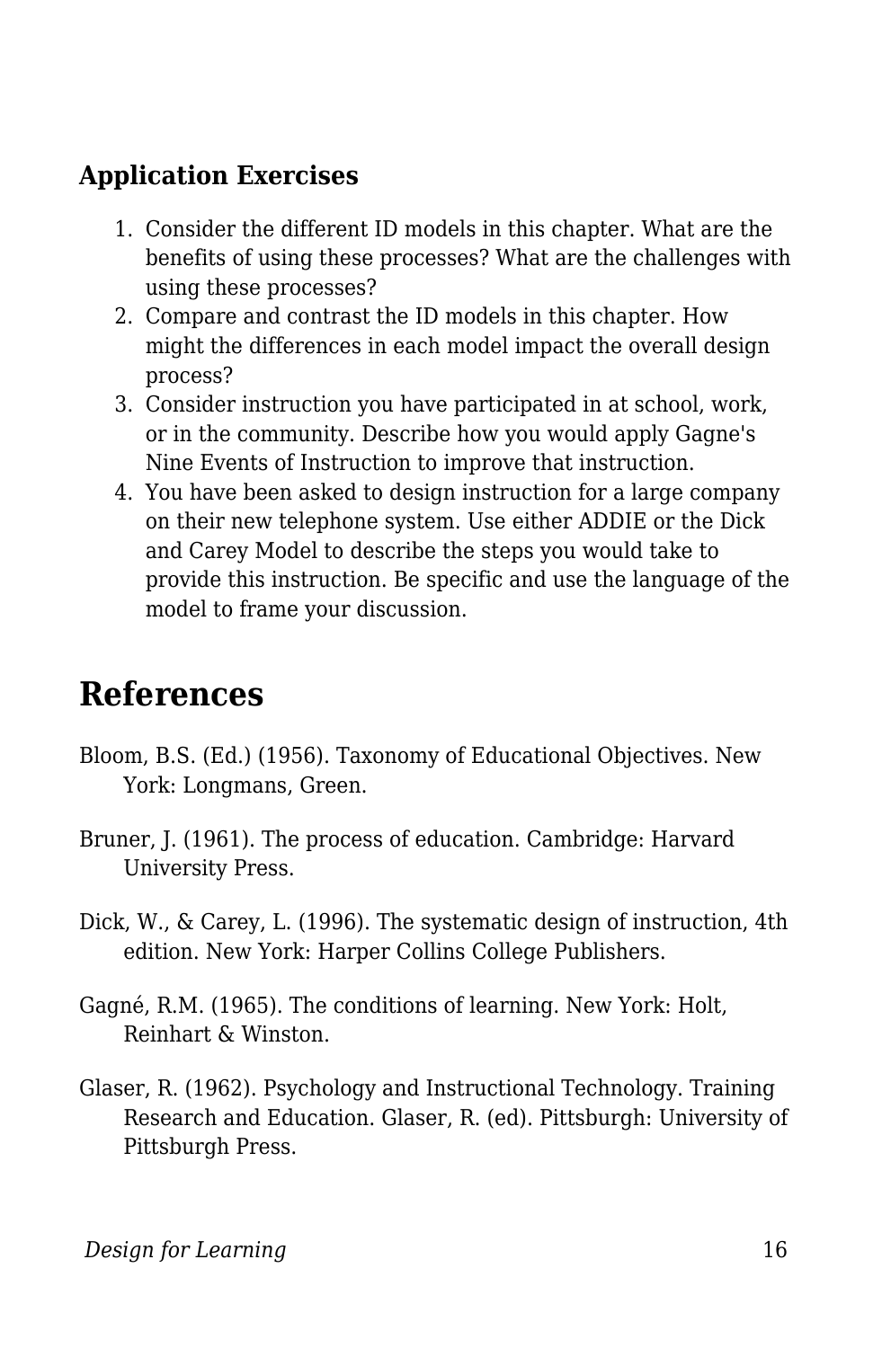### Application Exercises

1. Consider the different ID models in this chapter. What are the benefits of using these processes? What are the challenges with using these processes?
2. Compare and contrast the ID models in this chapter. How might the differences in each model impact the overall design process?
3. Consider instruction you have participated in at school, work, or in the community. Describe how you would apply Gagne's Nine Events of Instruction to improve that instruction.
4. You have been asked to design instruction for a large company on their new telephone system. Use either ADDIE or the Dick and Carey Model to describe the steps you would take to provide this instruction. Be specific and use the language of the model to frame your discussion.

## References

Bloom, B.S. (Ed.) (1956). Taxonomy of Educational Objectives. New York: Longmans, Green.

Bruner, J. (1961). The process of education. Cambridge: Harvard University Press.

Dick, W., & Carey, L. (1996). The systematic design of instruction, 4th edition. New York: Harper Collins College Publishers.

Gagné, R.M. (1965). The conditions of learning. New York: Holt, Reinhart & Winston.

Glaser, R. (1962). Psychology and Instructional Technology. Training Research and Education. Glaser, R. (ed). Pittsburgh: University of Pittsburgh Press.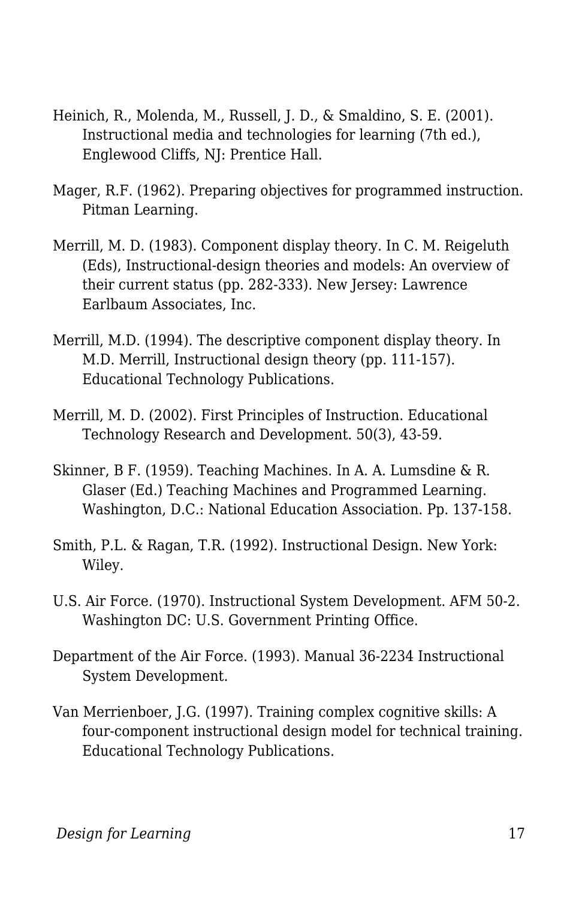Heinich, R., Molenda, M., Russell, J. D., & Smaldino, S. E. (2001). Instructional media and technologies for learning (7th ed.), Englewood Cliffs, NJ: Prentice Hall.

Mager, R.F. (1962). Preparing objectives for programmed instruction. Pitman Learning.

Merrill, M. D. (1983). Component display theory. In C. M. Reigeluth (Eds), Instructional-design theories and models: An overview of their current status (pp. 282-333). New Jersey: Lawrence Earlbaum Associates, Inc.

Merrill, M.D. (1994). The descriptive component display theory. In M.D. Merrill, Instructional design theory (pp. 111-157). Educational Technology Publications.

Merrill, M. D. (2002). First Principles of Instruction. Educational Technology Research and Development. 50(3), 43-59.

Skinner, B F. (1959). Teaching Machines. In A. A. Lumsdine & R. Glaser (Ed.) Teaching Machines and Programmed Learning. Washington, D.C.: National Education Association. Pp. 137-158.

Smith, P.L. & Ragan, T.R. (1992). Instructional Design. New York: Wiley.

U.S. Air Force. (1970). Instructional System Development. AFM 50-2. Washington DC: U.S. Government Printing Office.

Department of the Air Force. (1993). Manual 36-2234 Instructional System Development.

Van Merrienboer, J.G. (1997). Training complex cognitive skills: A four-component instructional design model for technical training. Educational Technology Publications.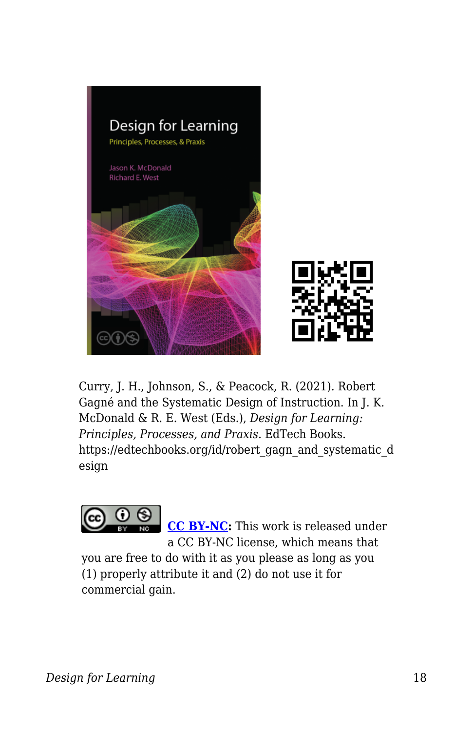Curry, J. H., Johnson, S., & Peacock, R. (2021). Robert Gagné and the Systematic Design of Instruction. In J. K. McDonald & R. E. West (Eds.), *Design for Learning: Principles, Processes, and Praxis*. EdTech Books. https://edtechbooks.org/id/robert_gagn_and_systematic_design

**CC BY-NC:** This work is released under a CC BY-NC license, which means that you are free to do with it as you please as long as you (1) properly attribute it and (2) do not use it for commercial gain.